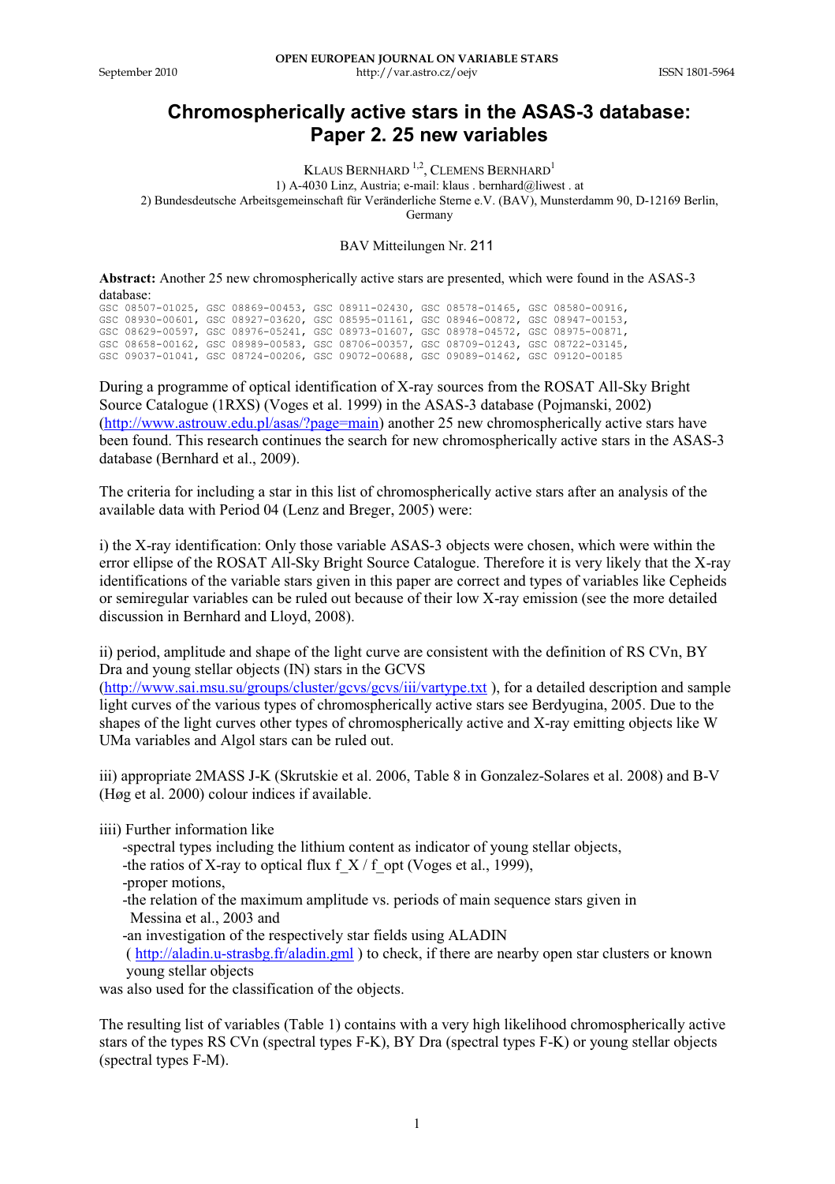# Chromospherically active stars in the ASAS-3 database: Paper 2. 25 new variables

KLAUS BERNHARD [1,2], CLEMENS BERNHARD[1]

1) A-4030 Linz, Austria; e-mail: klaus . bernhard@liwest . at

2) Bundesdeutsche Arbeitsgemeinschaft für Veränderliche Sterne e.V. (BAV), Munsterdamm 90, D-12169 Berlin, Germany

BAV Mitteilungen Nr. 211

**Abstract:** Another 25 new chromospherically active stars are presented, which were found in the ASAS-3 database:

```
GSC 08507-01025, GSC 08869-00453, GSC 08911-02430, GSC 08578-01465, GSC 08580-00916,
GSC 08930-00601, GSC 08927-03620, GSC 08595-01161, GSC 08946-00872, GSC 08947-00153,
GSC 08629-00597, GSC 08976-05241, GSC 08973-01607, GSC 08978-04572, GSC 08975-00871,
GSC 08658-00162, GSC 08989-00583, GSC 08706-00357, GSC 08709-01243, GSC 08722-03145,
GSC 09037-01041, GSC 08724-00206, GSC 09072-00688, GSC 09089-01462, GSC 09120-00185
```

During a programme of optical identification of X-ray sources from the ROSAT All-Sky Bright Source Catalogue (1RXS) (Voges et al. 1999) in the ASAS-3 database (Pojmanski, 2002) (http://www.astrouw.edu.pl/asas/?page=main) another 25 new chromospherically active stars have been found. This research continues the search for new chromospherically active stars in the ASAS-3 database (Bernhard et al., 2009).

The criteria for including a star in this list of chromospherically active stars after an analysis of the available data with Period 04 (Lenz and Breger, 2005) were:

i) the X-ray identification: Only those variable ASAS-3 objects were chosen, which were within the error ellipse of the ROSAT All-Sky Bright Source Catalogue. Therefore it is very likely that the X-ray identifications of the variable stars given in this paper are correct and types of variables like Cepheids or semiregular variables can be ruled out because of their low X-ray emission (see the more detailed discussion in Bernhard and Lloyd, 2008).

ii) period, amplitude and shape of the light curve are consistent with the definition of RS CVn, BY Dra and young stellar objects (IN) stars in the GCVS (http://www.sai.msu.su/groups/cluster/gcvs/gcvs/iii/vartype.txt ), for a detailed description and sample light curves of the various types of chromospherically active stars see Berdyugina, 2005. Due to the shapes of the light curves other types of chromospherically active and X-ray emitting objects like W UMa variables and Algol stars can be ruled out.

iii) appropriate 2MASS J-K (Skrutskie et al. 2006, Table 8 in Gonzalez-Solares et al. 2008) and B-V (Høg et al. 2000) colour indices if available.

iiii) Further information like

- spectral types including the lithium content as indicator of young stellar objects,
- the ratios of X-ray to optical flux f_X / f_opt (Voges et al., 1999),
- proper motions,
- the relation of the maximum amplitude vs. periods of main sequence stars given in Messina et al., 2003 and
- an investigation of the respectively star fields using ALADIN ( http://aladin.u-strasbg.fr/aladin.gml ) to check, if there are nearby open star clusters or known young stellar objects

was also used for the classification of the objects.

The resulting list of variables (Table 1) contains with a very high likelihood chromospherically active stars of the types RS CVn (spectral types F-K), BY Dra (spectral types F-K) or young stellar objects (spectral types F-M).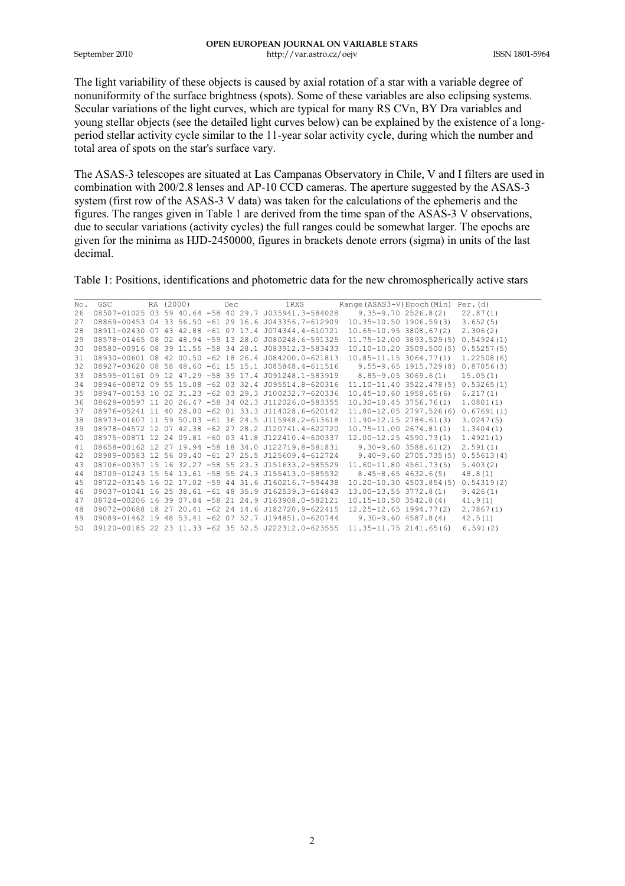The light variability of these objects is caused by axial rotation of a star with a variable degree of nonuniformity of the surface brightness (spots). Some of these variables are also eclipsing systems. Secular variations of the light curves, which are typical for many RS CVn, BY Dra variables and young stellar objects (see the detailed light curves below) can be explained by the existence of a long-period stellar activity cycle similar to the 11-year solar activity cycle, during which the number and total area of spots on the star's surface vary.

The ASAS-3 telescopes are situated at Las Campanas Observatory in Chile, V and I filters are used in combination with 200/2.8 lenses and AP-10 CCD cameras. The aperture suggested by the ASAS-3 system (first row of the ASAS-3 V data) was taken for the calculations of the ephemeris and the figures. The ranges given in Table 1 are derived from the time span of the ASAS-3 V observations, due to secular variations (activity cycles) the full ranges could be somewhat larger. The epochs are given for the minima as HJD-2450000, figures in brackets denote errors (sigma) in units of the last decimal.

Table 1: Positions, identifications and photometric data for the new chromospherically active stars

| No. | GSC | RA (2000) | Dec | 1RXS | Range (ASAS3-V) | Epoch (Min) | Per. (d) |
|---|---|---|---|---|---|---|---|
| 26 | 08507-01025 | 03 59 40.64 | -58 40 29.7 | J035941.3-584028 | 9.35-9.70 | 2526.8(2) | 22.87(1) |
| 27 | 08869-00453 | 04 33 56.50 | -61 29 16.6 | J043356.7-612909 | 10.35-10.50 | 1906.59(3) | 3.652(5) |
| 28 | 08911-02430 | 07 43 42.88 | -61 07 17.4 | J074344.4-610721 | 10.65-10.95 | 3808.67(2) | 2.306(2) |
| 29 | 08578-01465 | 08 02 48.94 | -59 13 28.0 | J080248.6-591325 | 11.75-12.00 | 3893.529(5) | 0.54924(1) |
| 30 | 08580-00916 | 08 39 11.55 | -58 34 28.1 | J083912.3-583433 | 10.10-10.20 | 3509.500(5) | 0.55257(5) |
| 31 | 08930-00601 | 08 42 00.50 | -62 18 26.4 | J084200.0-621813 | 10.85-11.15 | 3064.77(1) | 1.22508(6) |
| 32 | 08927-03620 | 08 58 48.60 | -61 15 15.1 | J085848.4-611516 | 9.55-9.65 | 1915.729(8) | 0.87056(3) |
| 33 | 08595-01161 | 09 12 47.29 | -58 39 17.4 | J091248.1-583919 | 8.85-9.05 | 3069.6(1) | 15.05(1) |
| 34 | 08946-00872 | 09 55 15.08 | -62 03 32.4 | J095514.8-620316 | 11.10-11.40 | 3522.478(5) | 0.53265(1) |
| 35 | 08947-00153 | 10 02 31.23 | -62 03 29.3 | J100232.7-620336 | 10.45-10.60 | 1958.65(6) | 6.217(1) |
| 36 | 08629-00597 | 11 20 26.47 | -58 34 02.3 | J112026.0-583355 | 10.30-10.45 | 3756.76(1) | 1.0801(1) |
| 37 | 08976-05241 | 11 40 28.00 | -62 01 33.3 | J114028.6-620142 | 11.80-12.05 | 2797.526(6) | 0.67691(1) |
| 38 | 08973-01607 | 11 59 50.03 | -61 36 24.5 | J115948.2-613618 | 11.90-12.15 | 2784.61(3) | 3.0247(5) |
| 39 | 08978-04572 | 12 07 42.38 | -62 27 28.2 | J120741.4-622720 | 10.75-11.00 | 2674.81(1) | 1.3404(1) |
| 40 | 08975-00871 | 12 24 09.81 | -60 03 41.8 | J122410.4-600337 | 12.00-12.25 | 4590.73(1) | 1.4921(1) |
| 41 | 08658-00162 | 12 27 19.94 | -58 18 34.0 | J122719.8-581831 | 9.30-9.60 | 3588.61(2) | 2.591(1) |
| 42 | 08989-00583 | 12 56 09.40 | -61 27 25.5 | J125609.4-612724 | 9.40-9.60 | 2705.735(5) | 0.55613(4) |
| 43 | 08706-00357 | 15 16 32.27 | -58 55 23.3 | J151633.2-585529 | 11.60-11.80 | 4561.73(5) | 5.403(2) |
| 44 | 08709-01243 | 15 54 13.61 | -58 55 24.3 | J155413.0-585532 | 8.45-8.65 | 4632.6(5) | 48.8(1) |
| 45 | 08722-03145 | 16 02 17.02 | -59 44 31.6 | J160216.7-594438 | 10.20-10.30 | 4503.854(5) | 0.54319(2) |
| 46 | 09037-01041 | 16 25 38.61 | -61 48 35.9 | J162539.3-614843 | 13.00-13.55 | 3772.8(1) | 9.426(1) |
| 47 | 08724-00206 | 16 39 07.84 | -58 21 24.9 | J163908.0-582121 | 10.15-10.50 | 3542.8(4) | 41.9(1) |
| 48 | 09072-00688 | 18 27 20.41 | -62 24 14.6 | J182720.9-622415 | 12.25-12.65 | 1994.77(2) | 2.7867(1) |
| 49 | 09089-01462 | 19 48 53.41 | -62 07 52.7 | J194851.0-620744 | 9.30-9.60 | 4587.8(4) | 42.5(1) |
| 50 | 09120-00185 | 22 23 11.33 | -62 35 52.5 | J222312.0-623555 | 11.35-11.75 | 2141.65(6) | 6.591(2) |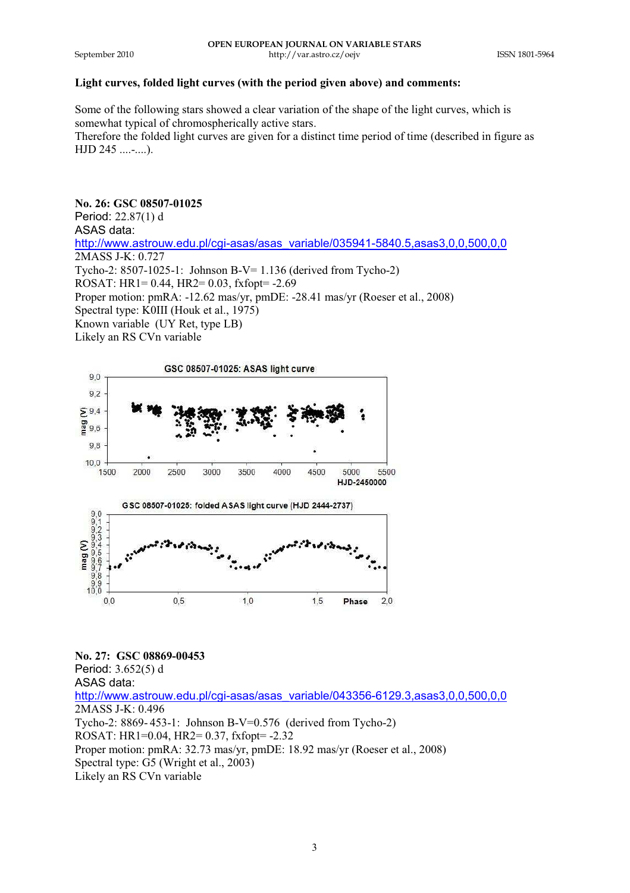**Light curves, folded light curves (with the period given above) and comments:**

Some of the following stars showed a clear variation of the shape of the light curves, which is somewhat typical of chromospherically active stars.
Therefore the folded light curves are given for a distinct time period of time (described in figure as HJD 245 ....-....).

**No. 26: GSC 08507-01025**
Period: 22.87(1) d
ASAS data:
http://www.astrouw.edu.pl/cgi-asas/asas_variable/035941-5840.5,asas3,0,0,500,0,0
2MASS J-K: 0.727
Tycho-2: 8507-1025-1: Johnson B-V= 1.136 (derived from Tycho-2)
ROSAT: HR1= 0.44, HR2= 0.03, fxfopt= -2.69
Proper motion: pmRA: -12.62 mas/yr, pmDE: -28.41 mas/yr (Roeser et al., 2008)
Spectral type: K0III (Houk et al., 1975)
Known variable (UY Ret, type LB)
Likely an RS CVn variable

GSC 08507-01025: ASAS light curve

GSC 08507-01025: folded ASAS light curve (HJD 2444-2737)

**No. 27: GSC 08869-00453**
Period: 3.652(5) d
ASAS data:
http://www.astrouw.edu.pl/cgi-asas/asas_variable/043356-6129.3,asas3,0,0,500,0,0
2MASS J-K: 0.496
Tycho-2: 8869-453-1: Johnson B-V=0.576 (derived from Tycho-2)
ROSAT: HR1=0.04, HR2= 0.37, fxfopt= -2.32
Proper motion: pmRA: 32.73 mas/yr, pmDE: 18.92 mas/yr (Roeser et al., 2008)
Spectral type: G5 (Wright et al., 2003)
Likely an RS CVn variable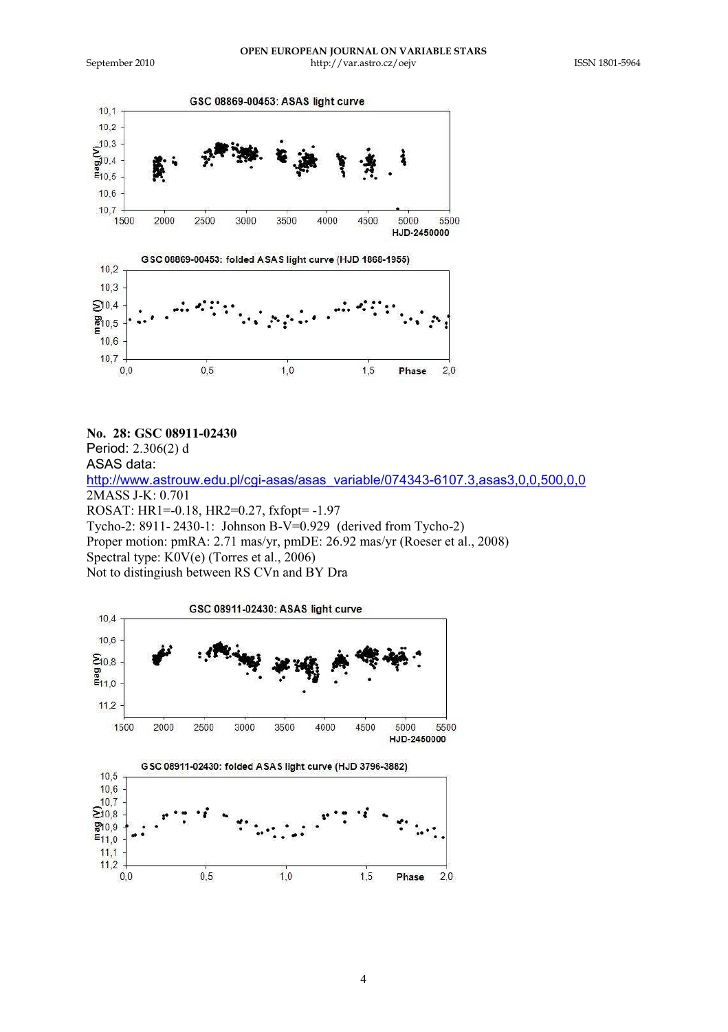**No. 28: GSC 08911-02430**
Period: 2.306(2) d
ASAS data:
[http://www.astrouw.edu.pl/cgi-asas/asas_variable/074343-6107.3,asas3,0,0,500,0,0](http://www.astrouw.edu.pl/cgi-asas/asas_variable/074343-6107.3,asas3,0,0,500,0,0)
2MASS J-K: 0.701
ROSAT: HR1=-0.18, HR2=0.27, fxfopt= -1.97
Tycho-2: 8911- 2430-1: Johnson B-V=0.929 (derived from Tycho-2)
Proper motion: pmRA: 2.71 mas/yr, pmDE: 26.92 mas/yr (Roeser et al., 2008)
Spectral type: K0V(e) (Torres et al., 2006)
Not to distingiush between RS CVn and BY Dra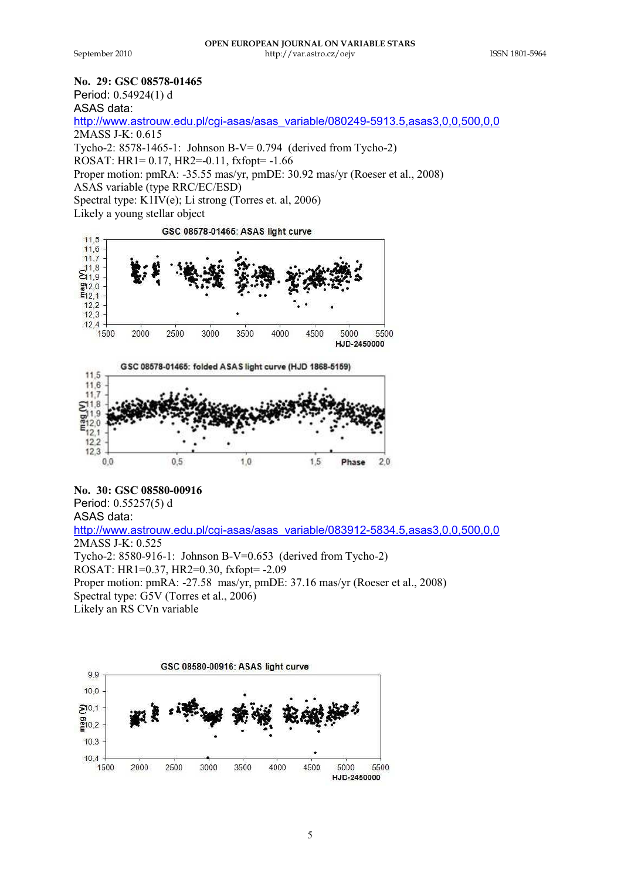**No. 29: GSC 08578-01465**

Period: 0.54924(1) d

ASAS data:

http://www.astrouw.edu.pl/cgi-asas/asas_variable/080249-5913.5,asas3,0,0,500,0,0

2MASS J-K: 0.615

Tycho-2: 8578-1465-1: Johnson B-V= 0.794 (derived from Tycho-2)

ROSAT: HR1= 0.17, HR2=-0.11, fxfopt= -1.66

Proper motion: pmRA: -35.55 mas/yr, pmDE: 30.92 mas/yr (Roeser et al., 2008)

ASAS variable (type RRC/EC/ESD)

Spectral type: K1IV(e); Li strong (Torres et. al, 2006)

Likely a young stellar object

GSC 08578-01465: ASAS light curve

GSC 08578-01465: folded ASAS light curve (HJD 1868-5159)

**No. 30: GSC 08580-00916**

Period: 0.55257(5) d

ASAS data:

http://www.astrouw.edu.pl/cgi-asas/asas_variable/083912-5834.5,asas3,0,0,500,0,0

2MASS J-K: 0.525

Tycho-2: 8580-916-1: Johnson B-V=0.653 (derived from Tycho-2)

ROSAT: HR1=0.37, HR2=0.30, fxfopt= -2.09

Proper motion: pmRA: -27.58 mas/yr, pmDE: 37.16 mas/yr (Roeser et al., 2008)

Spectral type: G5V (Torres et al., 2006)

Likely an RS CVn variable

GSC 08580-00916: ASAS light curve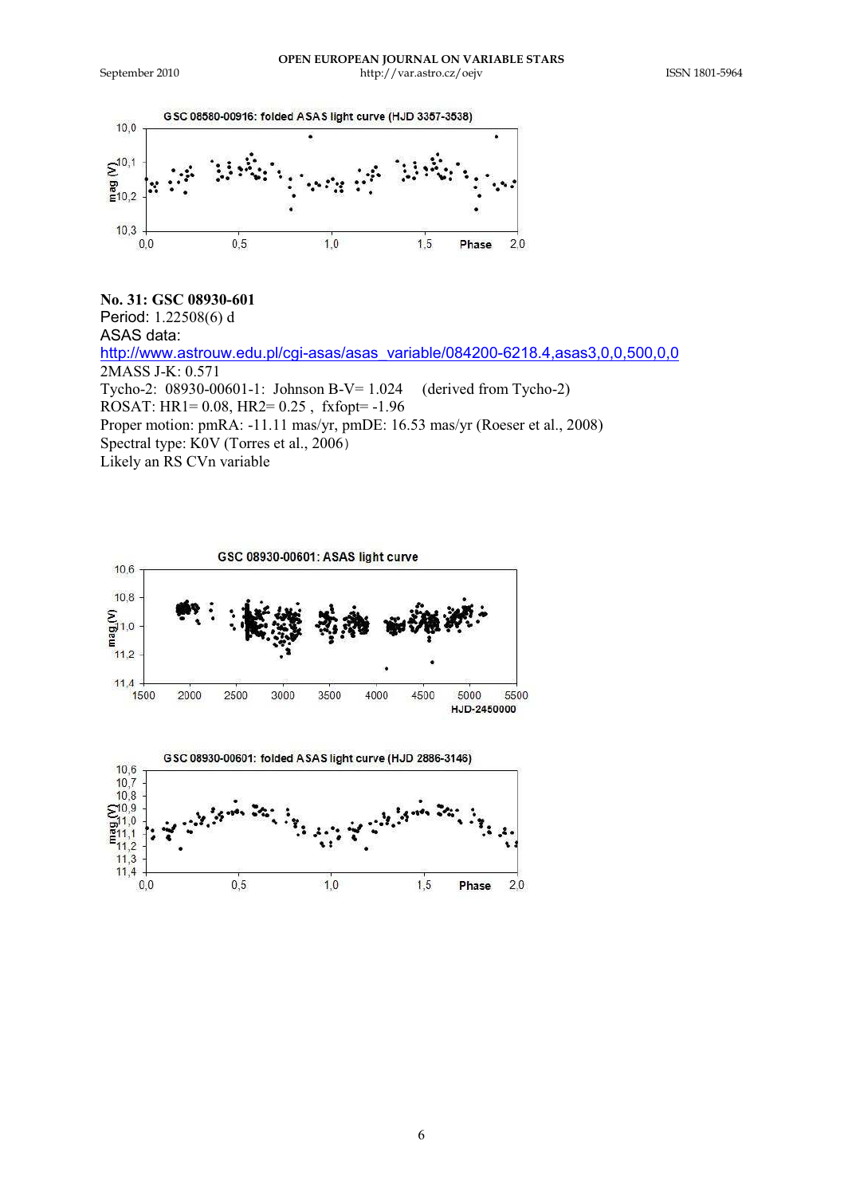**No. 31: GSC 08930-601**
Period: 1.22508(6) d
ASAS data:
http://www.astrouw.edu.pl/cgi-asas/asas_variable/084200-6218.4,asas3,0,0,500,0,0
2MASS J-K: 0.571
Tycho-2: 08930-00601-1: Johnson B-V= 1.024 (derived from Tycho-2)
ROSAT: HR1= 0.08, HR2= 0.25 , fxfopt= -1.96
Proper motion: pmRA: -11.11 mas/yr, pmDE: 16.53 mas/yr (Roeser et al., 2008)
Spectral type: K0V (Torres et al., 2006)
Likely an RS CVn variable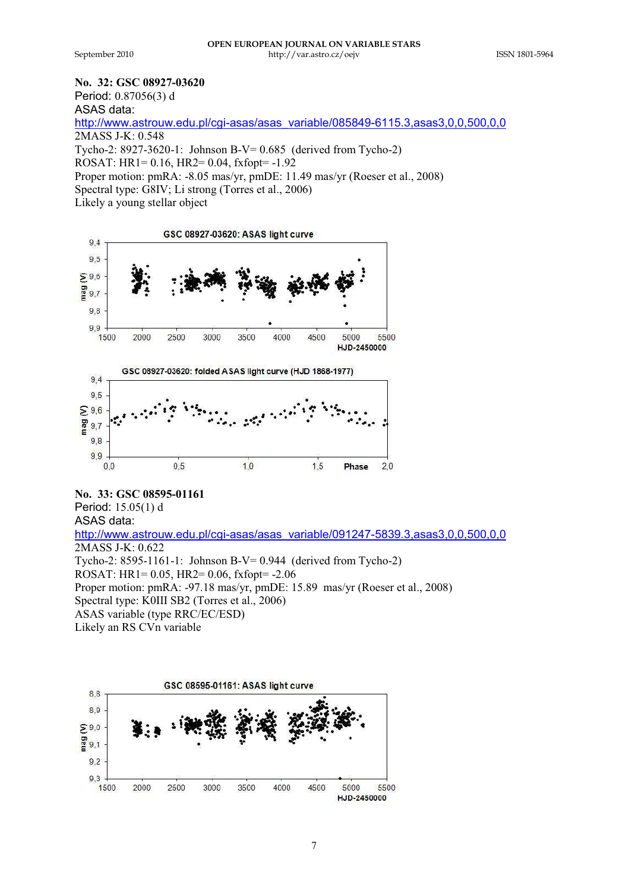**No. 32: GSC 08927-03620**

Period: 0.87056(3) d

ASAS data:

http://www.astrouw.edu.pl/cgi-asas/asas_variable/085849-6115.3,asas3,0,0,500,0,0

2MASS J-K: 0.548

Tycho-2: 8927-3620-1: Johnson B-V= 0.685 (derived from Tycho-2)

ROSAT: HR1= 0.16, HR2= 0.04, fxfopt= -1.92

Proper motion: pmRA: -8.05 mas/yr, pmDE: 11.49 mas/yr (Roeser et al., 2008)

Spectral type: G8IV; Li strong (Torres et al., 2006)

Likely a young stellar object

GSC 08927-03620: ASAS light curve

GSC 08927-03620: folded ASAS light curve (HJD 1868-1977)

**No. 33: GSC 08595-01161**

Period: 15.05(1) d

ASAS data:

http://www.astrouw.edu.pl/cgi-asas/asas_variable/091247-5839.3,asas3,0,0,500,0,0

2MASS J-K: 0.622

Tycho-2: 8595-1161-1: Johnson B-V= 0.944 (derived from Tycho-2)

ROSAT: HR1= 0.05, HR2= 0.06, fxfopt= -2.06

Proper motion: pmRA: -97.18 mas/yr, pmDE: 15.89 mas/yr (Roeser et al., 2008)

Spectral type: K0III SB2 (Torres et al., 2006)

ASAS variable (type RRC/EC/ESD)

Likely an RS CVn variable

GSC 08595-01161: ASAS light curve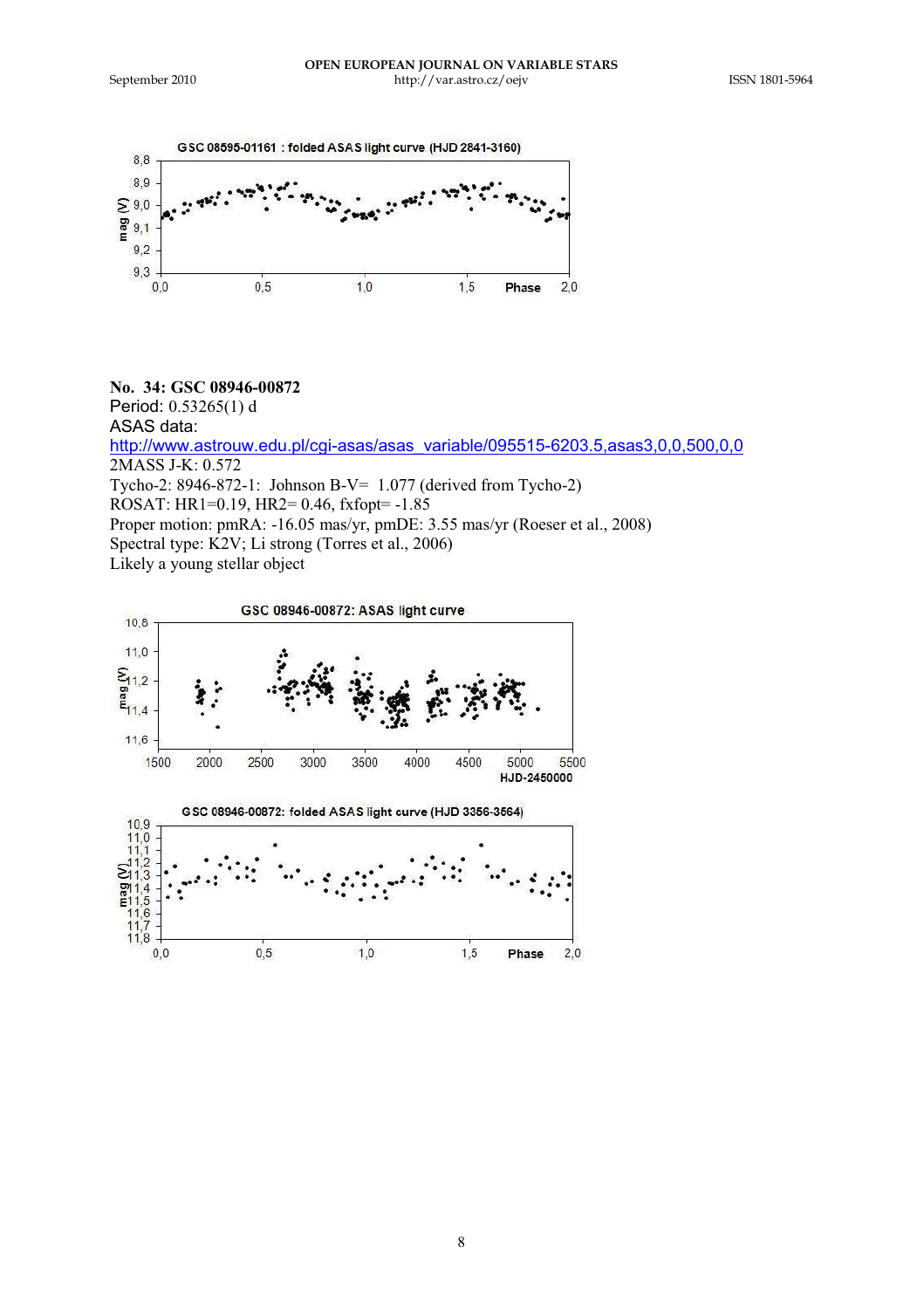**No. 34: GSC 08946-00872**

Period: 0.53265(1) d

ASAS data:

http://www.astrouw.edu.pl/cgi-asas/asas_variable/095515-6203.5,asas3,0,0,500,0,0

2MASS J-K: 0.572

Tycho-2: 8946-872-1: Johnson B-V= 1.077 (derived from Tycho-2)

ROSAT: HR1=0.19, HR2= 0.46, fxfopt= -1.85

Proper motion: pmRA: -16.05 mas/yr, pmDE: 3.55 mas/yr (Roeser et al., 2008)

Spectral type: K2V; Li strong (Torres et al., 2006)

Likely a young stellar object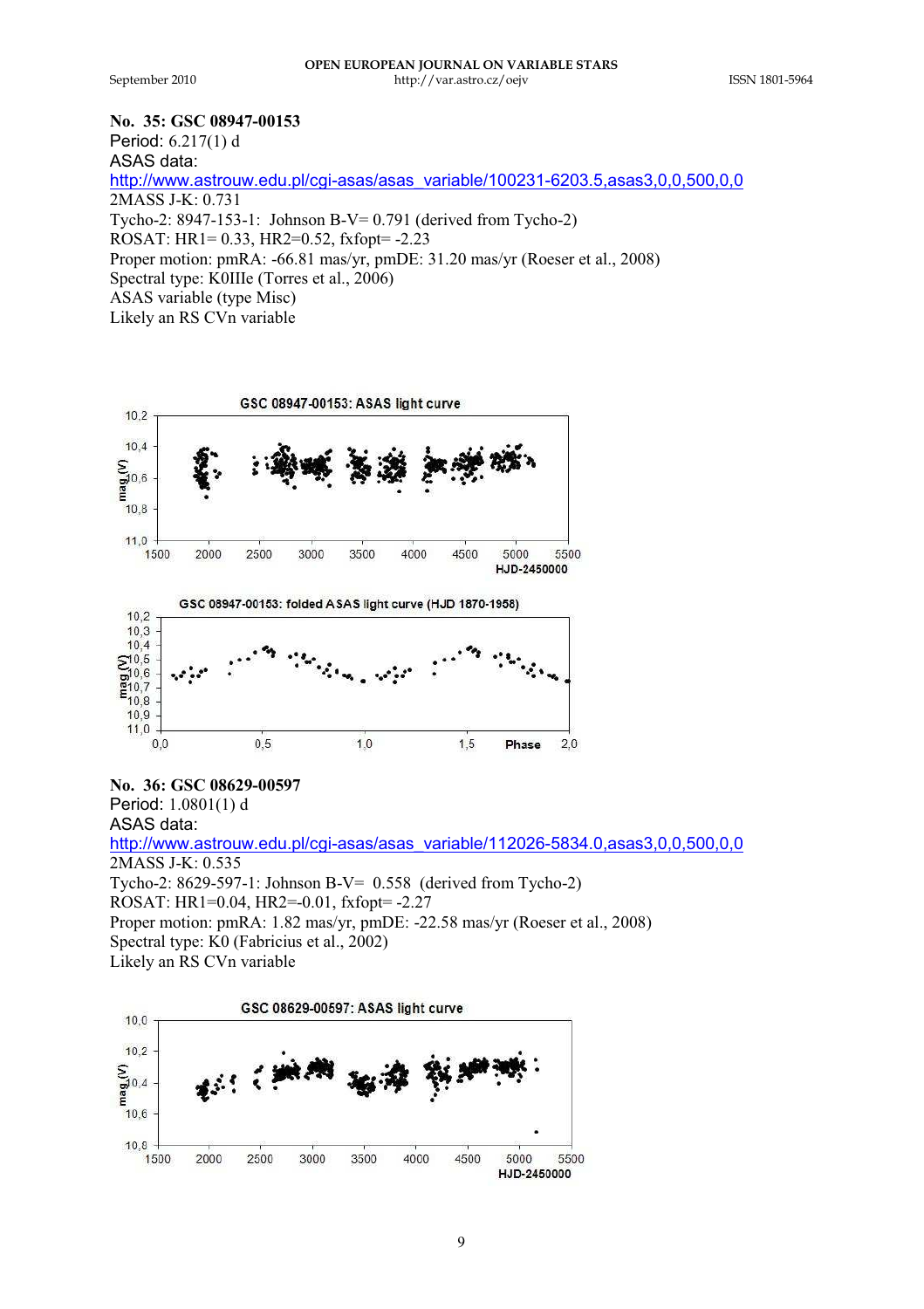**No. 35: GSC 08947-00153**

Period: 6.217(1) d

ASAS data:

http://www.astrouw.edu.pl/cgi-asas/asas_variable/100231-6203.5,asas3,0,0,500,0,0

2MASS J-K: 0.731

Tycho-2: 8947-153-1: Johnson B-V= 0.791 (derived from Tycho-2)

ROSAT: HR1= 0.33, HR2=0.52, fxfopt= -2.23

Proper motion: pmRA: -66.81 mas/yr, pmDE: 31.20 mas/yr (Roeser et al., 2008)

Spectral type: K0IIIe (Torres et al., 2006)

ASAS variable (type Misc)

Likely an RS CVn variable

**No. 36: GSC 08629-00597**

Period: 1.0801(1) d

ASAS data:

http://www.astrouw.edu.pl/cgi-asas/asas_variable/112026-5834.0,asas3,0,0,500,0,0

2MASS J-K: 0.535

Tycho-2: 8629-597-1: Johnson B-V= 0.558 (derived from Tycho-2)

ROSAT: HR1=0.04, HR2=-0.01, fxfopt= -2.27

Proper motion: pmRA: 1.82 mas/yr, pmDE: -22.58 mas/yr (Roeser et al., 2008)

Spectral type: K0 (Fabricius et al., 2002)

Likely an RS CVn variable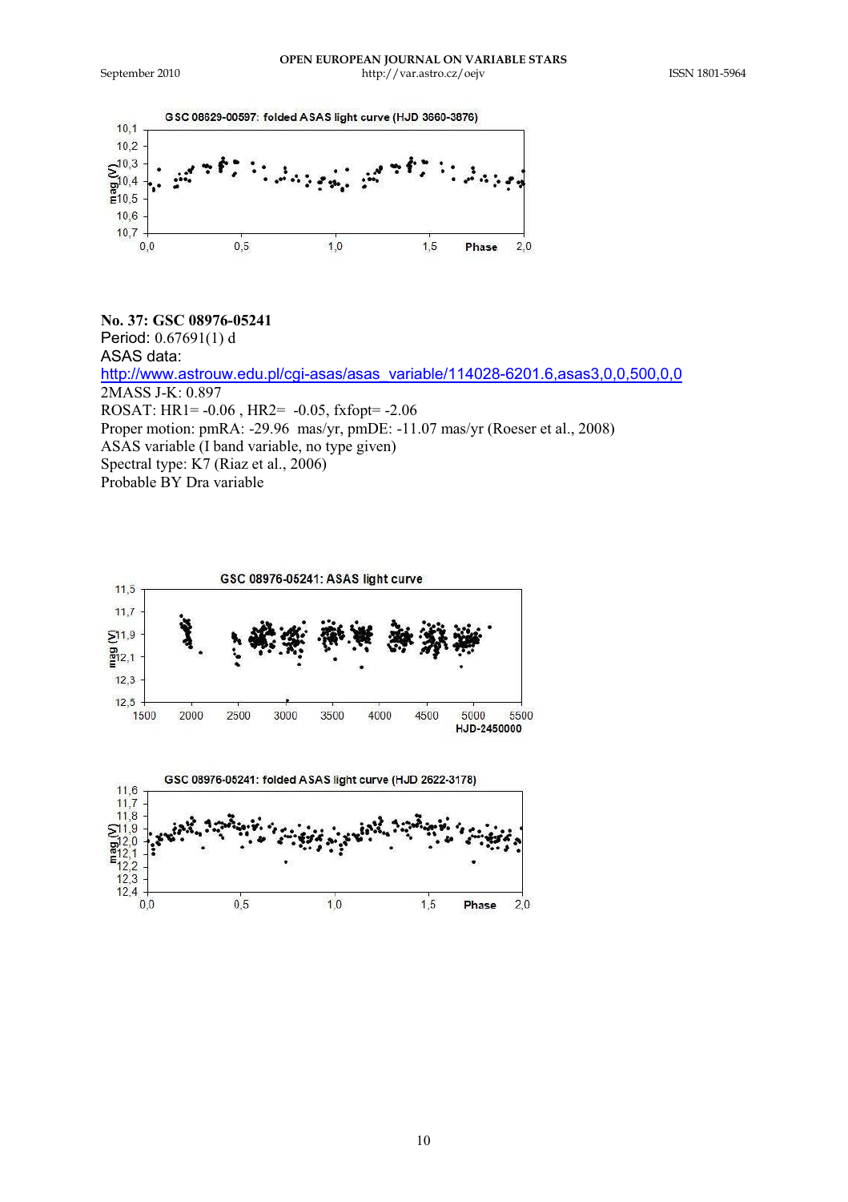**No. 37: GSC 08976-05241**
Period: 0.67691(1) d
ASAS data:
http://www.astrouw.edu.pl/cgi-asas/asas_variable/114028-6201.6,asas3,0,0,500,0,0
2MASS J-K: 0.897
ROSAT: HR1= -0.06 , HR2= -0.05, fxfopt= -2.06
Proper motion: pmRA: -29.96 mas/yr, pmDE: -11.07 mas/yr (Roeser et al., 2008)
ASAS variable (I band variable, no type given)
Spectral type: K7 (Riaz et al., 2006)
Probable BY Dra variable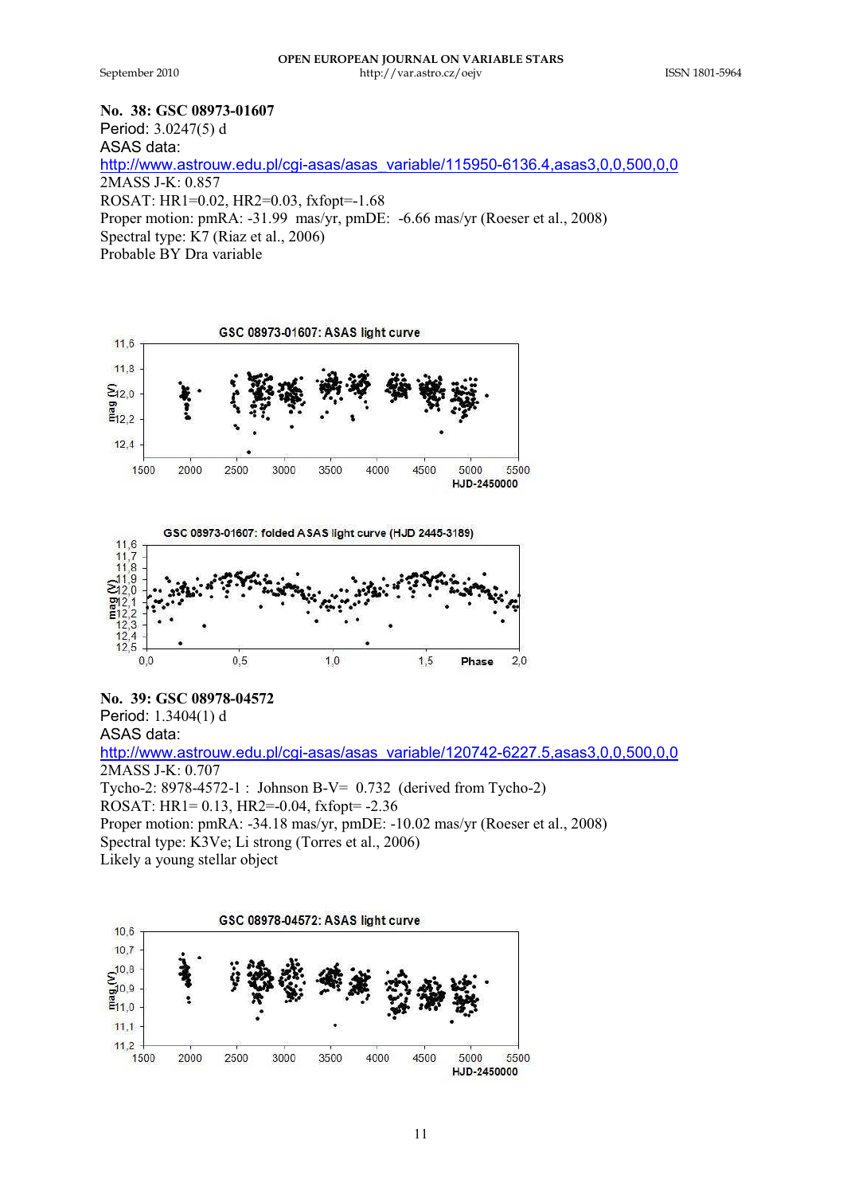**No. 38: GSC 08973-01607**
Period: 3.0247(5) d
ASAS data:
http://www.astrouw.edu.pl/cgi-asas/asas_variable/115950-6136.4,asas3,0,0,500,0,0
2MASS J-K: 0.857
ROSAT: HR1=0.02, HR2=0.03, fxfopt=-1.68
Proper motion: pmRA: -31.99 mas/yr, pmDE: -6.66 mas/yr (Roeser et al., 2008)
Spectral type: K7 (Riaz et al., 2006)
Probable BY Dra variable

**No. 39: GSC 08978-04572**
Period: 1.3404(1) d
ASAS data:
http://www.astrouw.edu.pl/cgi-asas/asas_variable/120742-6227.5,asas3,0,0,500,0,0
2MASS J-K: 0.707
Tycho-2: 8978-4572-1 : Johnson B-V= 0.732 (derived from Tycho-2)
ROSAT: HR1= 0.13, HR2=-0.04, fxfopt= -2.36
Proper motion: pmRA: -34.18 mas/yr, pmDE: -10.02 mas/yr (Roeser et al., 2008)
Spectral type: K3Ve; Li strong (Torres et al., 2006)
Likely a young stellar object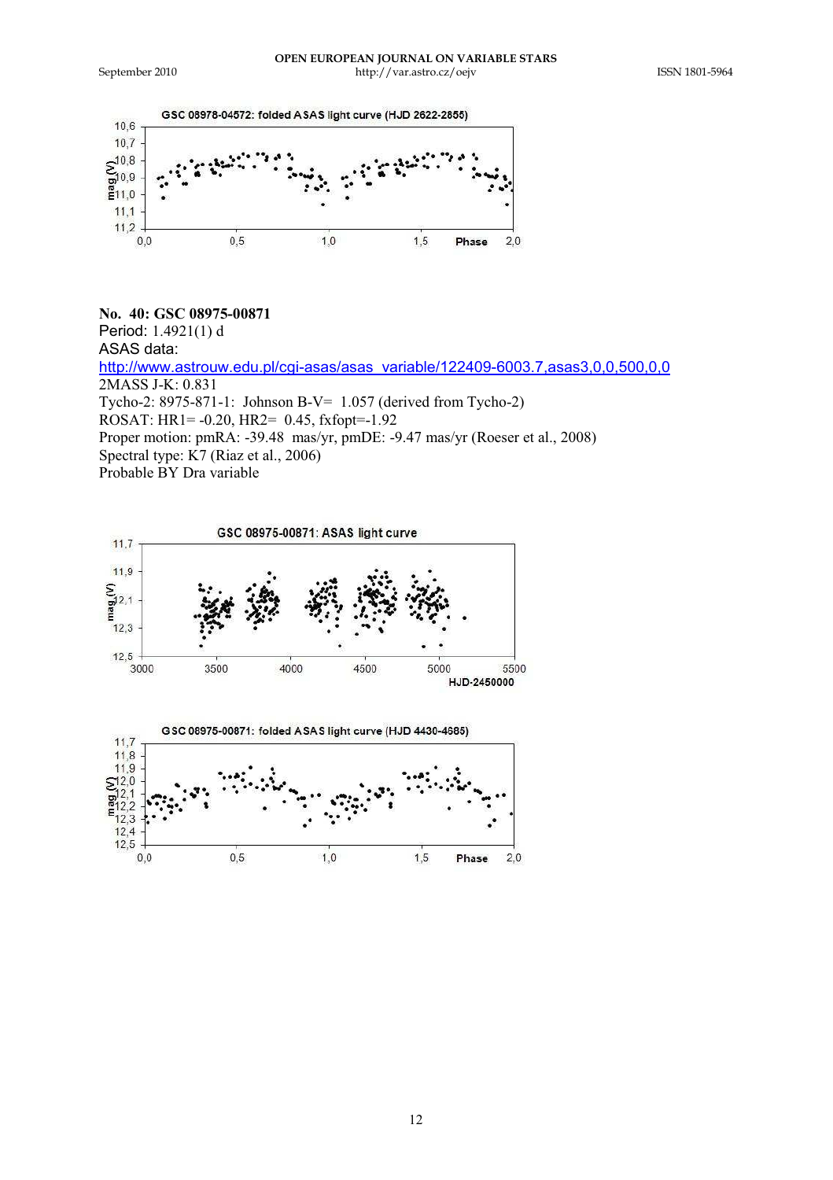**No. 40: GSC 08975-00871**
Period: 1.4921(1) d
ASAS data:
http://www.astrouw.edu.pl/cgi-asas/asas_variable/122409-6003.7,asas3,0,0,500,0,0
2MASS J-K: 0.831
Tycho-2: 8975-871-1: Johnson B-V= 1.057 (derived from Tycho-2)
ROSAT: HR1= -0.20, HR2= 0.45, fxfopt=-1.92
Proper motion: pmRA: -39.48 mas/yr, pmDE: -9.47 mas/yr (Roeser et al., 2008)
Spectral type: K7 (Riaz et al., 2006)
Probable BY Dra variable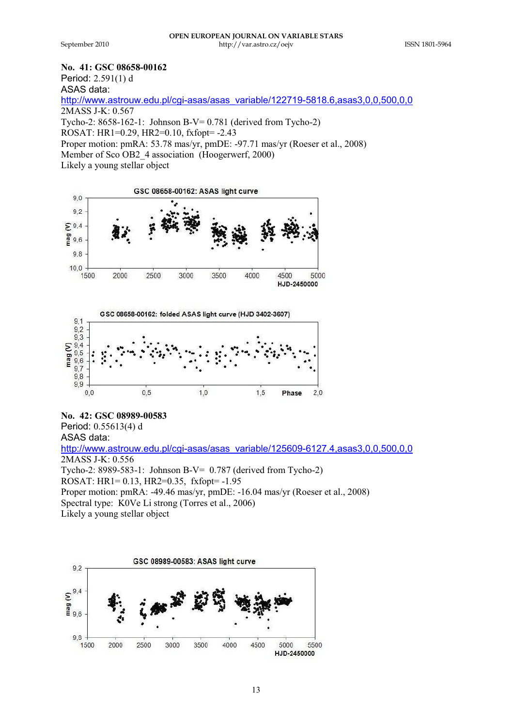**No. 41: GSC 08658-00162**

Period: 2.591(1) d

ASAS data:

http://www.astrouw.edu.pl/cgi-asas/asas_variable/122719-5818.6,asas3,0,0,500,0,0

2MASS J-K: 0.567

Tycho-2: 8658-162-1: Johnson B-V= 0.781 (derived from Tycho-2)

ROSAT: HR1=0.29, HR2=0.10, fxfopt= -2.43

Proper motion: pmRA: 53.78 mas/yr, pmDE: -97.71 mas/yr (Roeser et al., 2008)

Member of Sco OB2_4 association (Hoogerwerf, 2000)

Likely a young stellar object

**No. 42: GSC 08989-00583**

Period: 0.55613(4) d

ASAS data:

http://www.astrouw.edu.pl/cgi-asas/asas_variable/125609-6127.4,asas3,0,0,500,0,0

2MASS J-K: 0.556

Tycho-2: 8989-583-1: Johnson B-V= 0.787 (derived from Tycho-2)

ROSAT: HR1= 0.13, HR2=0.35, fxfopt= -1.95

Proper motion: pmRA: -49.46 mas/yr, pmDE: -16.04 mas/yr (Roeser et al., 2008)

Spectral type: K0Ve Li strong (Torres et al., 2006)

Likely a young stellar object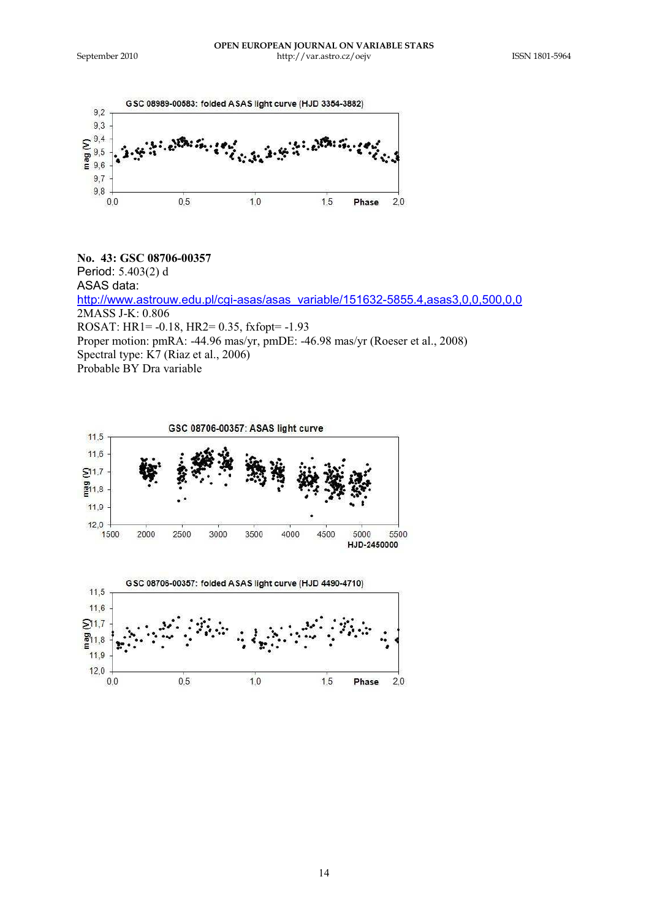**No. 43: GSC 08706-00357**
Period: 5.403(2) d
ASAS data:
http://www.astrouw.edu.pl/cgi-asas/asas_variable/151632-5855.4,asas3,0,0,500,0,0
2MASS J-K: 0.806
ROSAT: HR1= -0.18, HR2= 0.35, fxfopt= -1.93
Proper motion: pmRA: -44.96 mas/yr, pmDE: -46.98 mas/yr (Roeser et al., 2008)
Spectral type: K7 (Riaz et al., 2006)
Probable BY Dra variable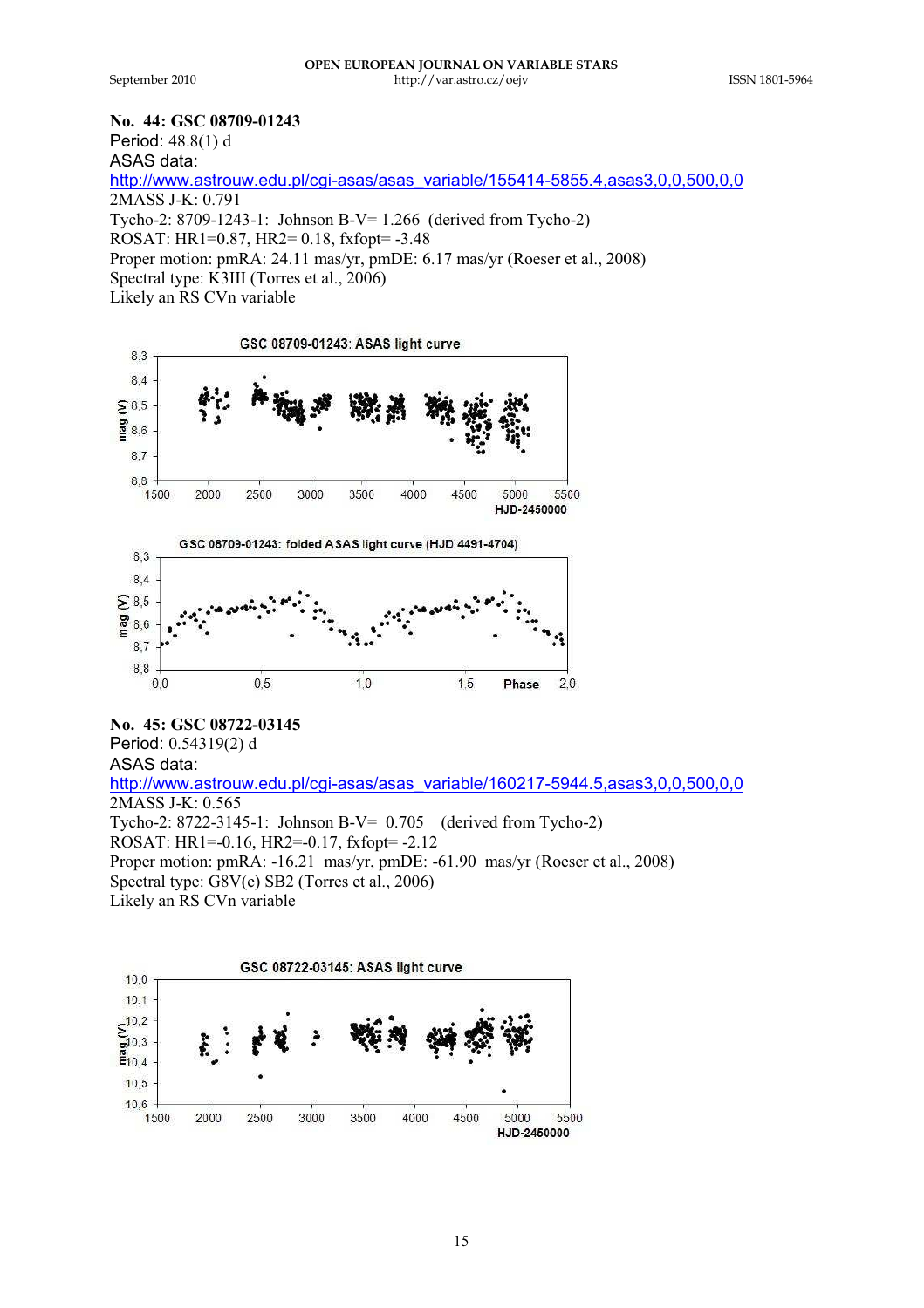**No. 44: GSC 08709-01243**

Period: 48.8(1) d

ASAS data:

http://www.astrouw.edu.pl/cgi-asas/asas_variable/155414-5855.4,asas3,0,0,500,0,0

2MASS J-K: 0.791

Tycho-2: 8709-1243-1: Johnson B-V= 1.266 (derived from Tycho-2)

ROSAT: HR1=0.87, HR2= 0.18, fxfopt= -3.48

Proper motion: pmRA: 24.11 mas/yr, pmDE: 6.17 mas/yr (Roeser et al., 2008)

Spectral type: K3III (Torres et al., 2006)

Likely an RS CVn variable

**No. 45: GSC 08722-03145**

Period: 0.54319(2) d

ASAS data:

http://www.astrouw.edu.pl/cgi-asas/asas_variable/160217-5944.5,asas3,0,0,500,0,0

2MASS J-K: 0.565

Tycho-2: 8722-3145-1: Johnson B-V= 0.705 (derived from Tycho-2)

ROSAT: HR1=-0.16, HR2=-0.17, fxfopt= -2.12

Proper motion: pmRA: -16.21 mas/yr, pmDE: -61.90 mas/yr (Roeser et al., 2008)

Spectral type: G8V(e) SB2 (Torres et al., 2006)

Likely an RS CVn variable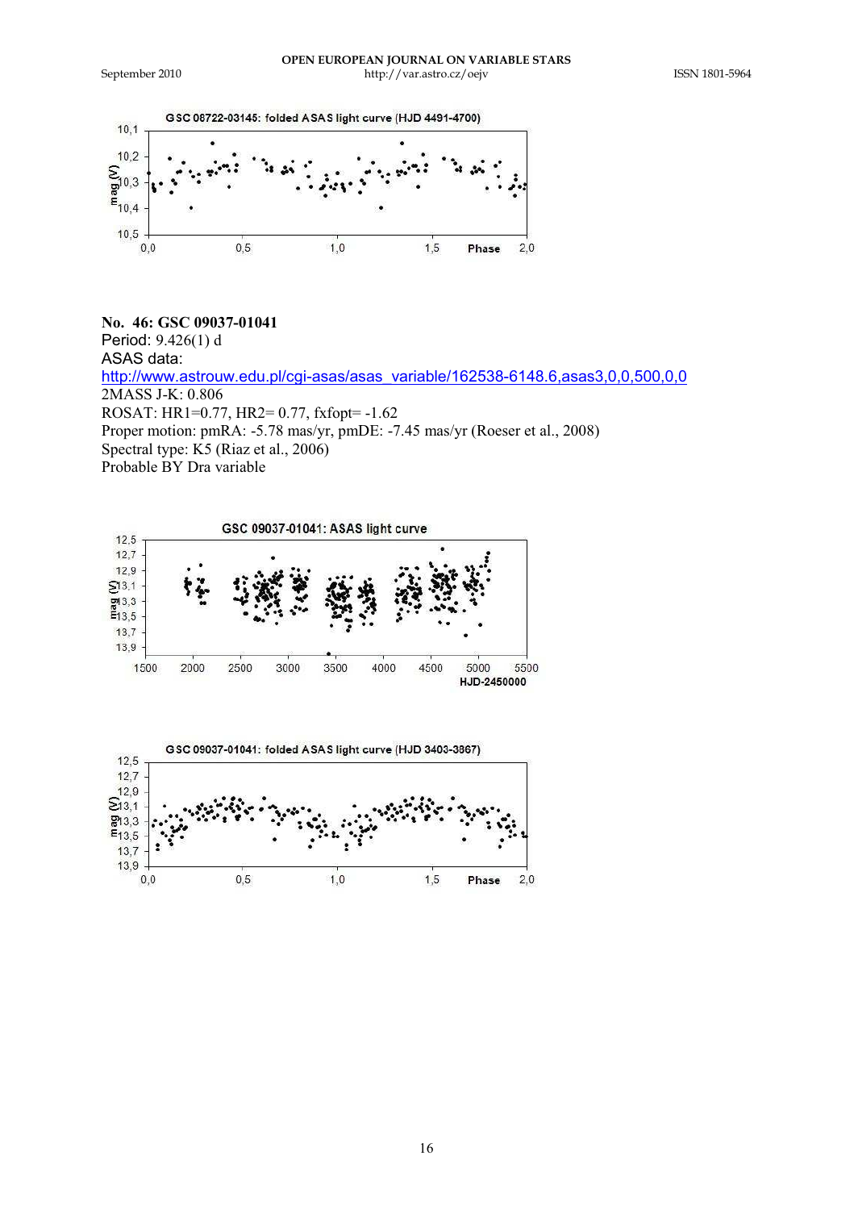**No. 46: GSC 09037-01041**

Period: 9.426(1) d

ASAS data:

http://www.astrouw.edu.pl/cgi-asas/asas_variable/162538-6148.6,asas3,0,0,500,0,0

2MASS J-K: 0.806

ROSAT: HR1=0.77, HR2= 0.77, fxfopt= -1.62

Proper motion: pmRA: -5.78 mas/yr, pmDE: -7.45 mas/yr (Roeser et al., 2008)

Spectral type: K5 (Riaz et al., 2006)

Probable BY Dra variable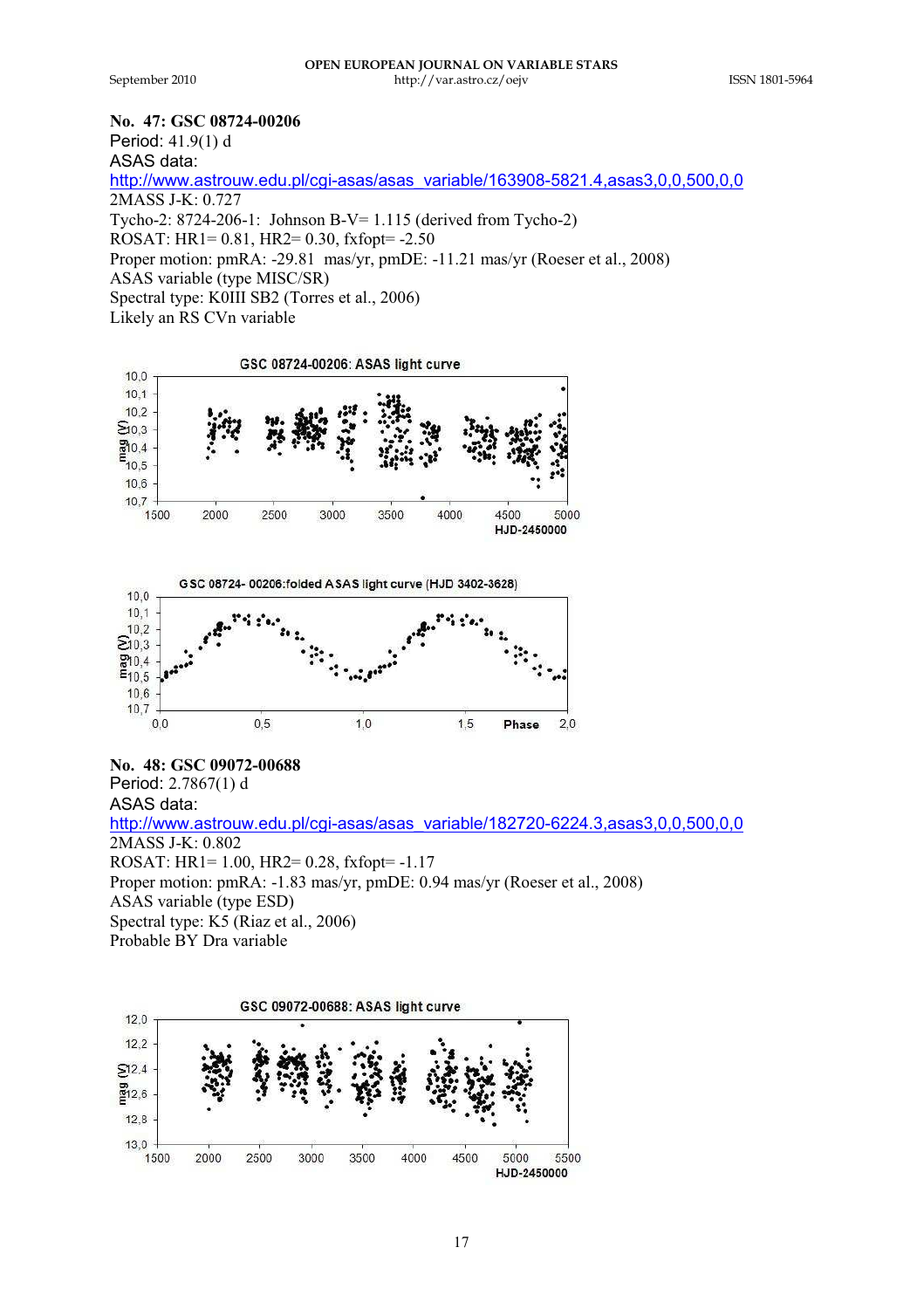**No. 47: GSC 08724-00206**

Period: 41.9(1) d

ASAS data:

http://www.astrouw.edu.pl/cgi-asas/asas_variable/163908-5821.4,asas3,0,0,500,0,0

2MASS J-K: 0.727

Tycho-2: 8724-206-1: Johnson B-V= 1.115 (derived from Tycho-2)

ROSAT: HR1= 0.81, HR2= 0.30, fxfopt= -2.50

Proper motion: pmRA: -29.81 mas/yr, pmDE: -11.21 mas/yr (Roeser et al., 2008)

ASAS variable (type MISC/SR)

Spectral type: K0III SB2 (Torres et al., 2006)

Likely an RS CVn variable

**No. 48: GSC 09072-00688**

Period: 2.7867(1) d

ASAS data:

http://www.astrouw.edu.pl/cgi-asas/asas_variable/182720-6224.3,asas3,0,0,500,0,0

2MASS J-K: 0.802

ROSAT: HR1= 1.00, HR2= 0.28, fxfopt= -1.17

Proper motion: pmRA: -1.83 mas/yr, pmDE: 0.94 mas/yr (Roeser et al., 2008)

ASAS variable (type ESD)

Spectral type: K5 (Riaz et al., 2006)

Probable BY Dra variable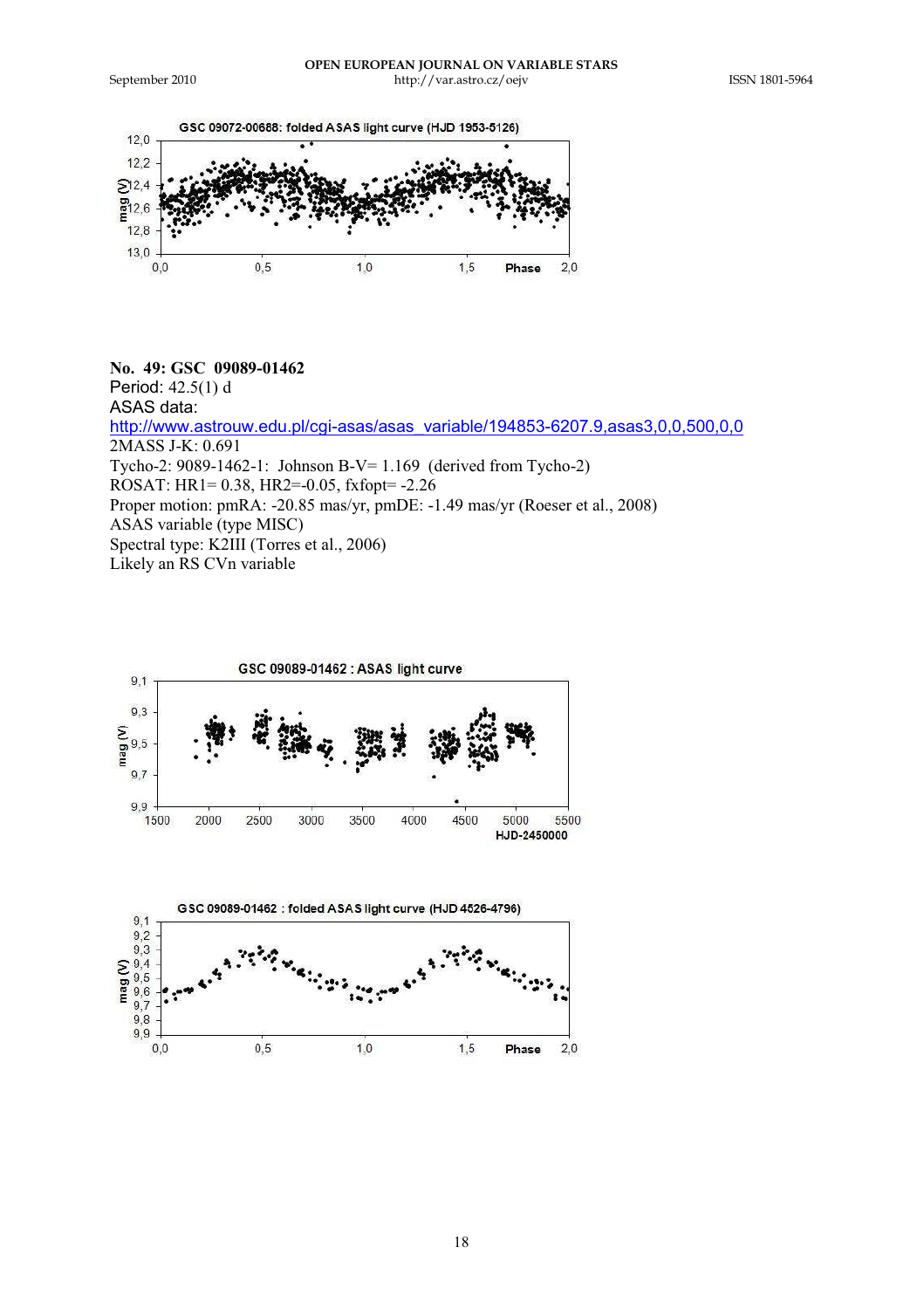## No. 49: GSC 09089-01462

Period: 42.5(1) d

ASAS data:

http://www.astrouw.edu.pl/cgi-asas/asas_variable/194853-6207.9,asas3,0,0,500,0,0

2MASS J-K: 0.691

Tycho-2: 9089-1462-1: Johnson B-V= 1.169 (derived from Tycho-2)

ROSAT: HR1= 0.38, HR2=-0.05, fxfopt= -2.26

Proper motion: pmRA: -20.85 mas/yr, pmDE: -1.49 mas/yr (Roeser et al., 2008)

ASAS variable (type MISC)

Spectral type: K2III (Torres et al., 2006)

Likely an RS CVn variable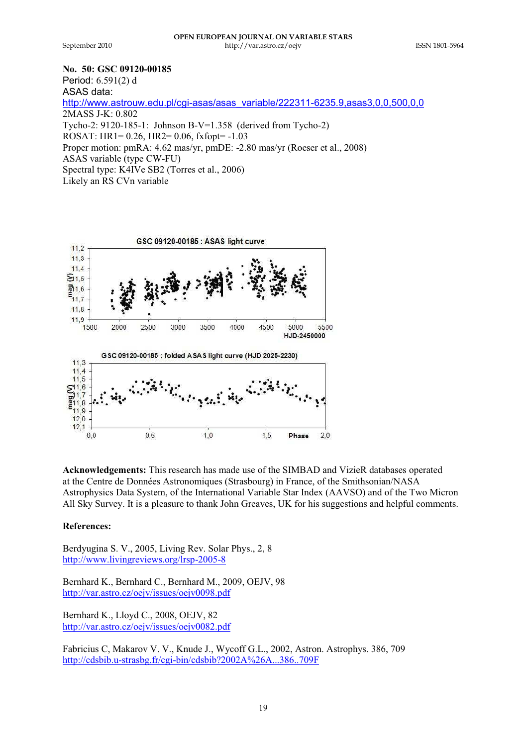**No. 50: GSC 09120-00185**
Period: 6.591(2) d
ASAS data:
http://www.astrouw.edu.pl/cgi-asas/asas_variable/222311-6235.9,asas3,0,0,500,0,0
2MASS J-K: 0.802
Tycho-2: 9120-185-1: Johnson B-V=1.358 (derived from Tycho-2)
ROSAT: HR1= 0.26, HR2= 0.06, fxfopt= -1.03
Proper motion: pmRA: 4.62 mas/yr, pmDE: -2.80 mas/yr (Roeser et al., 2008)
ASAS variable (type CW-FU)
Spectral type: K4IVe SB2 (Torres et al., 2006)
Likely an RS CVn variable

**Acknowledgements:** This research has made use of the SIMBAD and VizieR databases operated at the Centre de Données Astronomiques (Strasbourg) in France, of the Smithsonian/NASA Astrophysics Data System, of the International Variable Star Index (AAVSO) and of the Two Micron All Sky Survey. It is a pleasure to thank John Greaves, UK for his suggestions and helpful comments.

**References:**

Berdyugina S. V., 2005, Living Rev. Solar Phys., 2, 8
http://www.livingreviews.org/lrsp-2005-8

Bernhard K., Bernhard C., Bernhard M., 2009, OEJV, 98
http://var.astro.cz/oejv/issues/oejv0098.pdf

Bernhard K., Lloyd C., 2008, OEJV, 82
http://var.astro.cz/oejv/issues/oejv0082.pdf

Fabricius C, Makarov V. V., Knude J., Wycoff G.L., 2002, Astron. Astrophys. 386, 709
http://cdsbib.u-strasbg.fr/cgi-bin/cdsbib?2002A%26A...386..709F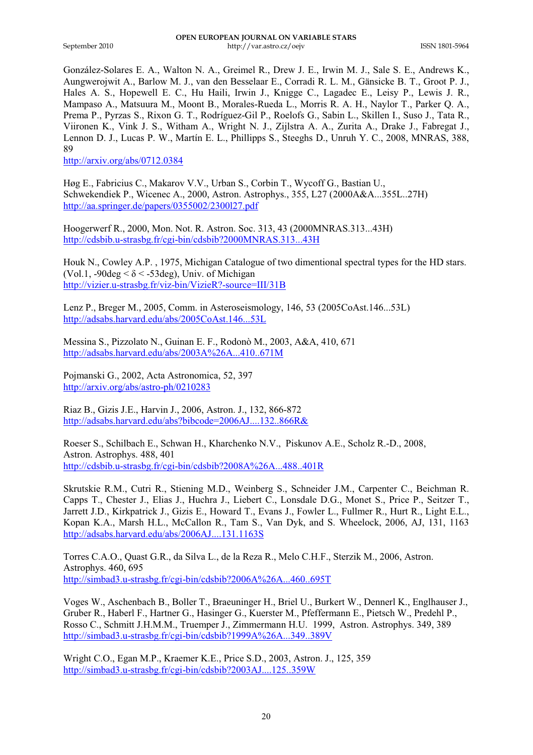González-Solares E. A., Walton N. A., Greimel R., Drew J. E., Irwin M. J., Sale S. E., Andrews K., Aungwerojwit A., Barlow M. J., van den Besselaar E., Corradi R. L. M., Gänsicke B. T., Groot P. J., Hales A. S., Hopewell E. C., Hu Haili, Irwin J., Knigge C., Lagadec E., Leisy P., Lewis J. R., Mampaso A., Matsuura M., Moont B., Morales-Rueda L., Morris R. A. H., Naylor T., Parker Q. A., Prema P., Pyrzas S., Rixon G. T., Rodríguez-Gil P., Roelofs G., Sabin L., Skillen I., Suso J., Tata R., Viironen K., Vink J. S., Witham A., Wright N. J., Zijlstra A. A., Zurita A., Drake J., Fabregat J., Lennon D. J., Lucas P. W., Martín E. L., Phillipps S., Steeghs D., Unruh Y. C., 2008, MNRAS, 388, 89
http://arxiv.org/abs/0712.0384

Høg E., Fabricius C., Makarov V.V., Urban S., Corbin T., Wycoff G., Bastian U., Schwekendiek P., Wicenec A., 2000, Astron. Astrophys., 355, L27 (2000A&A...355L..27H)
http://aa.springer.de/papers/0355002/2300l27.pdf

Hoogerwerf R., 2000, Mon. Not. R. Astron. Soc. 313, 43 (2000MNRAS.313...43H)
http://cdsbib.u-strasbg.fr/cgi-bin/cdsbib?2000MNRAS.313...43H

Houk N., Cowley A.P. , 1975, Michigan Catalogue of two dimentional spectral types for the HD stars. (Vol.1, -90deg < δ < -53deg), Univ. of Michigan
http://vizier.u-strasbg.fr/viz-bin/VizieR?-source=III/31B

Lenz P., Breger M., 2005, Comm. in Asteroseismology, 146, 53 (2005CoAst.146...53L)
http://adsabs.harvard.edu/abs/2005CoAst.146...53L

Messina S., Pizzolato N., Guinan E. F., Rodonò M., 2003, A&A, 410, 671
http://adsabs.harvard.edu/abs/2003A%26A...410..671M

Pojmanski G., 2002, Acta Astronomica, 52, 397
http://arxiv.org/abs/astro-ph/0210283

Riaz B., Gizis J.E., Harvin J., 2006, Astron. J., 132, 866-872
http://adsabs.harvard.edu/abs?bibcode=2006AJ....132..866R&

Roeser S., Schilbach E., Schwan H., Kharchenko N.V., Piskunov A.E., Scholz R.-D., 2008, Astron. Astrophys. 488, 401
http://cdsbib.u-strasbg.fr/cgi-bin/cdsbib?2008A%26A...488..401R

Skrutskie R.M., Cutri R., Stiening M.D., Weinberg S., Schneider J.M., Carpenter C., Beichman R. Capps T., Chester J., Elias J., Huchra J., Liebert C., Lonsdale D.G., Monet S., Price P., Seitzer T., Jarrett J.D., Kirkpatrick J., Gizis E., Howard T., Evans J., Fowler L., Fullmer R., Hurt R., Light E.L., Kopan K.A., Marsh H.L., McCallon R., Tam S., Van Dyk, and S. Wheelock, 2006, AJ, 131, 1163
http://adsabs.harvard.edu/abs/2006AJ....131.1163S

Torres C.A.O., Quast G.R., da Silva L., de la Reza R., Melo C.H.F., Sterzik M., 2006, Astron. Astrophys. 460, 695
http://simbad3.u-strasbg.fr/cgi-bin/cdsbib?2006A%26A...460..695T

Voges W., Aschenbach B., Boller T., Braeuninger H., Briel U., Burkert W., Dennerl K., Englhauser J., Gruber R., Haberl F., Hartner G., Hasinger G., Kuerster M., Pfeffermann E., Pietsch W., Predehl P., Rosso C., Schmitt J.H.M.M., Truemper J., Zimmermann H.U. 1999, Astron. Astrophys. 349, 389
http://simbad3.u-strasbg.fr/cgi-bin/cdsbib?1999A%26A...349..389V

Wright C.O., Egan M.P., Kraemer K.E., Price S.D., 2003, Astron. J., 125, 359
http://simbad3.u-strasbg.fr/cgi-bin/cdsbib?2003AJ....125..359W